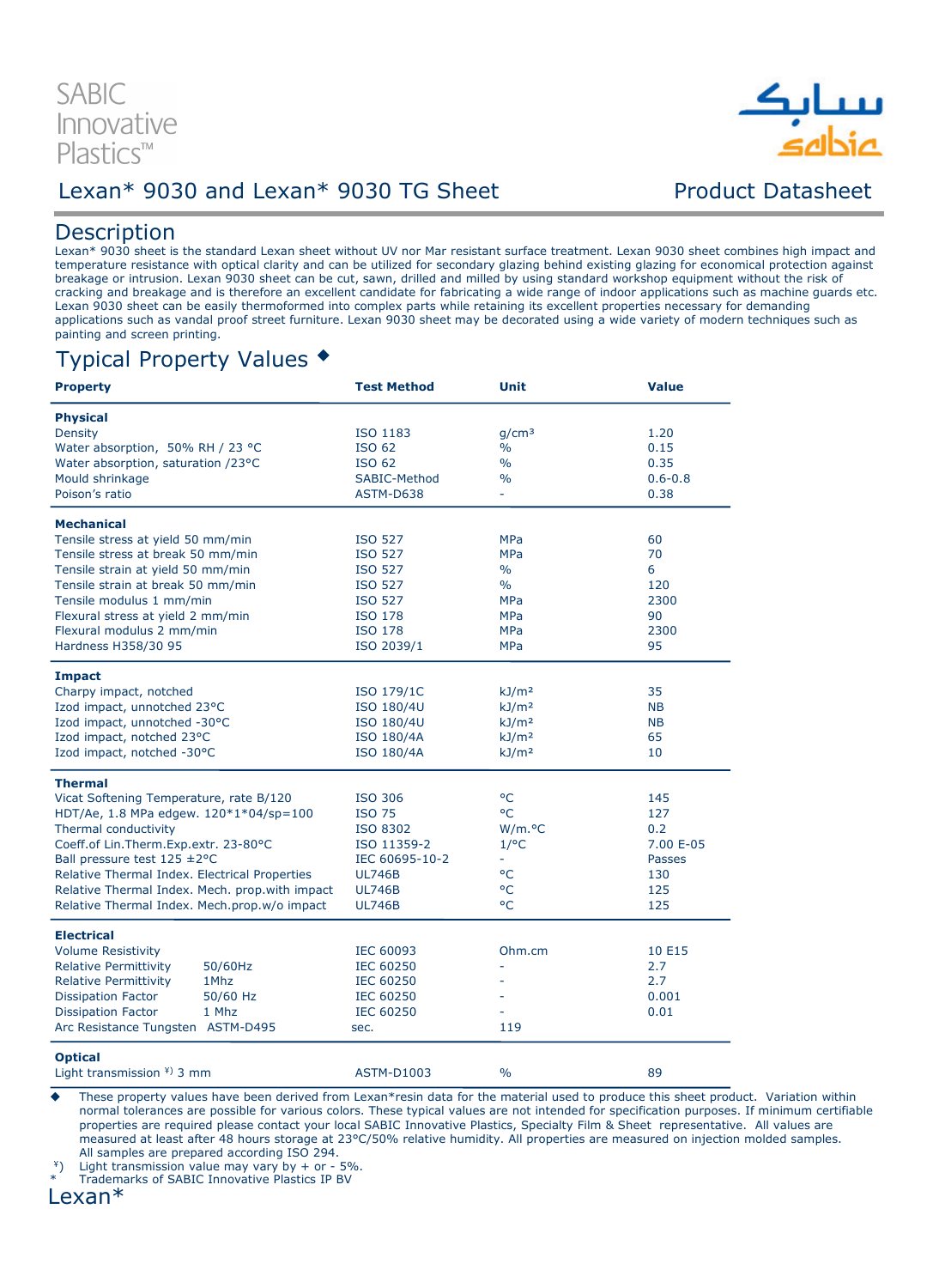SABIC Innovative Plastics™

سابك
sabic

# Lexan* 9030 and Lexan* 9030 TG Sheet

Product Datasheet

## Description

Lexan* 9030 sheet is the standard Lexan sheet without UV nor Mar resistant surface treatment. Lexan 9030 sheet combines high impact and temperature resistance with optical clarity and can be utilized for secondary glazing behind existing glazing for economical protection against breakage or intrusion. Lexan 9030 sheet can be cut, sawn, drilled and milled by using standard workshop equipment without the risk of cracking and breakage and is therefore an excellent candidate for fabricating a wide range of indoor applications such as machine guards etc. Lexan 9030 sheet can be easily thermoformed into complex parts while retaining its excellent properties necessary for demanding applications such as vandal proof street furniture. Lexan 9030 sheet may be decorated using a wide variety of modern techniques such as painting and screen printing.

## Typical Property Values ◆

| Property | Test Method | Unit | Value |
|---|---|---|---|
| **Physical** | | | |
| Density | ISO 1183 | g/cm³ | 1.20 |
| Water absorption, 50% RH / 23 °C | ISO 62 | % | 0.15 |
| Water absorption, saturation /23°C | ISO 62 | % | 0.35 |
| Mould shrinkage | SABIC-Method | % | 0.6-0.8 |
| Poison's ratio | ASTM-D638 | - | 0.38 |
| **Mechanical** | | | |
| Tensile stress at yield 50 mm/min | ISO 527 | MPa | 60 |
| Tensile stress at break 50 mm/min | ISO 527 | MPa | 70 |
| Tensile strain at yield 50 mm/min | ISO 527 | % | 6 |
| Tensile strain at break 50 mm/min | ISO 527 | % | 120 |
| Tensile modulus 1 mm/min | ISO 527 | MPa | 2300 |
| Flexural stress at yield 2 mm/min | ISO 178 | MPa | 90 |
| Flexural modulus 2 mm/min | ISO 178 | MPa | 2300 |
| Hardness H358/30 95 | ISO 2039/1 | MPa | 95 |
| **Impact** | | | |
| Charpy impact, notched | ISO 179/1C | kJ/m² | 35 |
| Izod impact, unnotched 23°C | ISO 180/4U | kJ/m² | NB |
| Izod impact, unnotched -30°C | ISO 180/4U | kJ/m² | NB |
| Izod impact, notched 23°C | ISO 180/4A | kJ/m² | 65 |
| Izod impact, notched -30°C | ISO 180/4A | kJ/m² | 10 |
| **Thermal** | | | |
| Vicat Softening Temperature, rate B/120 | ISO 306 | °C | 145 |
| HDT/Ae, 1.8 MPa edgew. 120*1*04/sp=100 | ISO 75 | °C | 127 |
| Thermal conductivity | ISO 8302 | W/m.°C | 0.2 |
| Coeff.of Lin.Therm.Exp.extr. 23-80°C | ISO 11359-2 | 1/°C | 7.00 E-05 |
| Ball pressure test 125 ±2°C | IEC 60695-10-2 | - | Passes |
| Relative Thermal Index. Electrical Properties | UL746B | °C | 130 |
| Relative Thermal Index. Mech. prop.with impact | UL746B | °C | 125 |
| Relative Thermal Index. Mech.prop.w/o impact | UL746B | °C | 125 |
| **Electrical** | | | |
| Volume Resistivity | IEC 60093 | Ohm.cm | 10 E15 |
| Relative Permittivity 50/60Hz | IEC 60250 | - | 2.7 |
| Relative Permittivity 1Mhz | IEC 60250 | - | 2.7 |
| Dissipation Factor 50/60 Hz | IEC 60250 | - | 0.001 |
| Dissipation Factor 1 Mhz | IEC 60250 | - | 0.01 |
| Arc Resistance Tungsten ASTM-D495 | sec. | 119 | |
| **Optical** | | | |
| Light transmission ¥) 3 mm | ASTM-D1003 | % | 89 |

◆ These property values have been derived from Lexan*resin data for the material used to produce this sheet product. Variation within normal tolerances are possible for various colors. These typical values are not intended for specification purposes. If minimum certifiable properties are required please contact your local SABIC Innovative Plastics, Specialty Film & Sheet representative. All values are measured at least after 48 hours storage at 23°C/50% relative humidity. All properties are measured on injection molded samples. All samples are prepared according ISO 294.

¥) Light transmission value may vary by + or - 5%.

\* Trademarks of SABIC Innovative Plastics IP BV

Lexan*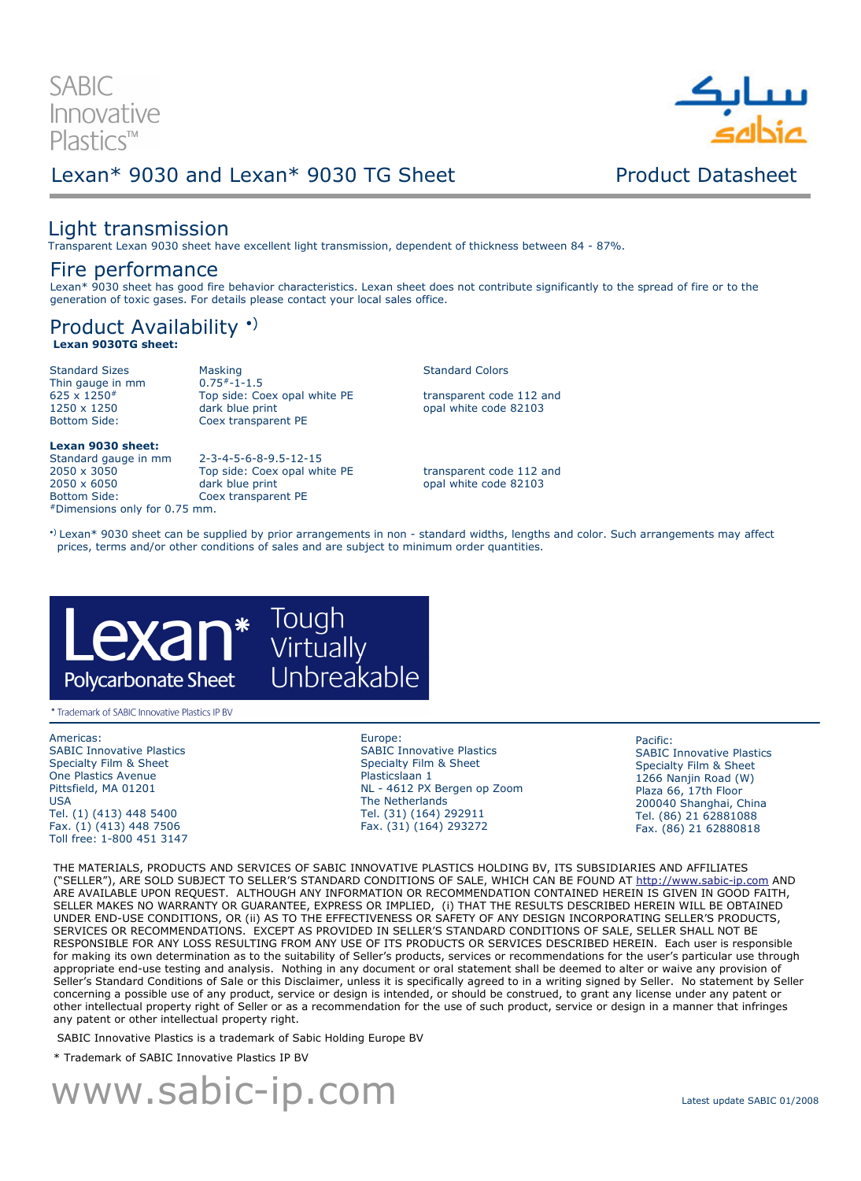SABIC Innovative Plastics™

## Lexan* 9030 and Lexan* 9030 TG Sheet

Product Datasheet

## Light transmission

Transparent Lexan 9030 sheet have excellent light transmission, dependent of thickness between 84 - 87%.

## Fire performance

Lexan* 9030 sheet has good fire behavior characteristics. Lexan sheet does not contribute significantly to the spread of fire or to the generation of toxic gases. For details please contact your local sales office.

## Product Availability *)

**Lexan 9030TG sheet:**

| | | |
|---|---|---|
| Standard Sizes | Masking | Standard Colors |
| Thin gauge in mm | 0.75#-1-1.5 | |
| 625 x 1250# | Top side: Coex opal white PE | transparent code 112 and |
| 1250 x 1250 | dark blue print | opal white code 82103 |
| Bottom Side: | Coex transparent PE | |

**Lexan 9030 sheet:**

| | | |
|---|---|---|
| Standard gauge in mm | 2-3-4-5-6-8-9.5-12-15 | |
| 2050 x 3050 | Top side: Coex opal white PE | transparent code 112 and |
| 2050 x 6050 | dark blue print | opal white code 82103 |
| Bottom Side: | Coex transparent PE | |

#Dimensions only for 0.75 mm.

*) Lexan* 9030 sheet can be supplied by prior arrangements in non - standard widths, lengths and color. Such arrangements may affect prices, terms and/or other conditions of sales and are subject to minimum order quantities.

Lexan* Polycarbonate Sheet — Tough Virtually Unbreakable

* Trademark of SABIC Innovative Plastics IP BV

Americas:
SABIC Innovative Plastics
Specialty Film & Sheet
One Plastics Avenue
Pittsfield, MA 01201
USA
Tel. (1) (413) 448 5400
Fax. (1) (413) 448 7506
Toll free: 1-800 451 3147

Europe:
SABIC Innovative Plastics
Specialty Film & Sheet
Plasticslaan 1
NL - 4612 PX Bergen op Zoom
The Netherlands
Tel. (31) (164) 292911
Fax. (31) (164) 293272

Pacific:
SABIC Innovative Plastics
Specialty Film & Sheet
1266 Nanjin Road (W)
Plaza 66, 17th Floor
200040 Shanghai, China
Tel. (86) 21 62881088
Fax. (86) 21 62880818

THE MATERIALS, PRODUCTS AND SERVICES OF SABIC INNOVATIVE PLASTICS HOLDING BV, ITS SUBSIDIARIES AND AFFILIATES ("SELLER"), ARE SOLD SUBJECT TO SELLER'S STANDARD CONDITIONS OF SALE, WHICH CAN BE FOUND AT http://www.sabic-ip.com AND ARE AVAILABLE UPON REQUEST. ALTHOUGH ANY INFORMATION OR RECOMMENDATION CONTAINED HEREIN IS GIVEN IN GOOD FAITH, SELLER MAKES NO WARRANTY OR GUARANTEE, EXPRESS OR IMPLIED, (i) THAT THE RESULTS DESCRIBED HEREIN WILL BE OBTAINED UNDER END-USE CONDITIONS, OR (ii) AS TO THE EFFECTIVENESS OR SAFETY OF ANY DESIGN INCORPORATING SELLER'S PRODUCTS, SERVICES OR RECOMMENDATIONS. EXCEPT AS PROVIDED IN SELLER'S STANDARD CONDITIONS OF SALE, SELLER SHALL NOT BE RESPONSIBLE FOR ANY LOSS RESULTING FROM ANY USE OF ITS PRODUCTS OR SERVICES DESCRIBED HEREIN. Each user is responsible for making its own determination as to the suitability of Seller's products, services or recommendations for the user's particular use through appropriate end-use testing and analysis. Nothing in any document or oral statement shall be deemed to alter or waive any provision of Seller's Standard Conditions of Sale or this Disclaimer, unless it is specifically agreed to in a writing signed by Seller. No statement by Seller concerning a possible use of any product, service or design is intended, or should be construed, to grant any license under any patent or other intellectual property right of Seller or as a recommendation for the use of such product, service or design in a manner that infringes any patent or other intellectual property right.

SABIC Innovative Plastics is a trademark of Sabic Holding Europe BV

* Trademark of SABIC Innovative Plastics IP BV

www.sabic-ip.com

Latest update SABIC 01/2008